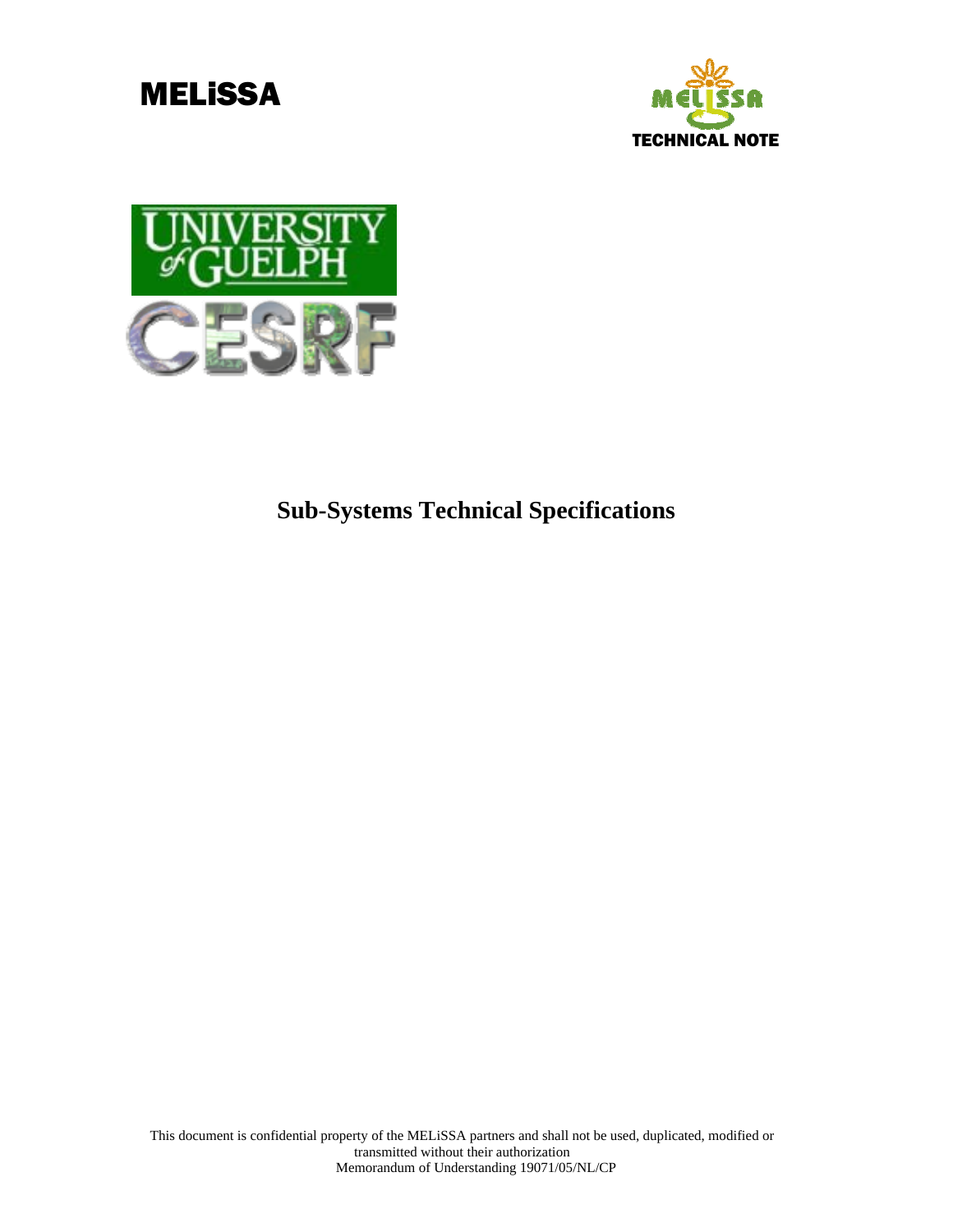MELiSSA

TECHNICAL NOTE

# Sub-Systems Technical Specifications

This document is confidential property of the MELiSSA partners and shall not be used, duplicated, modified or transmitted without their authorization
Memorandum of Understanding 19071/05/NL/CP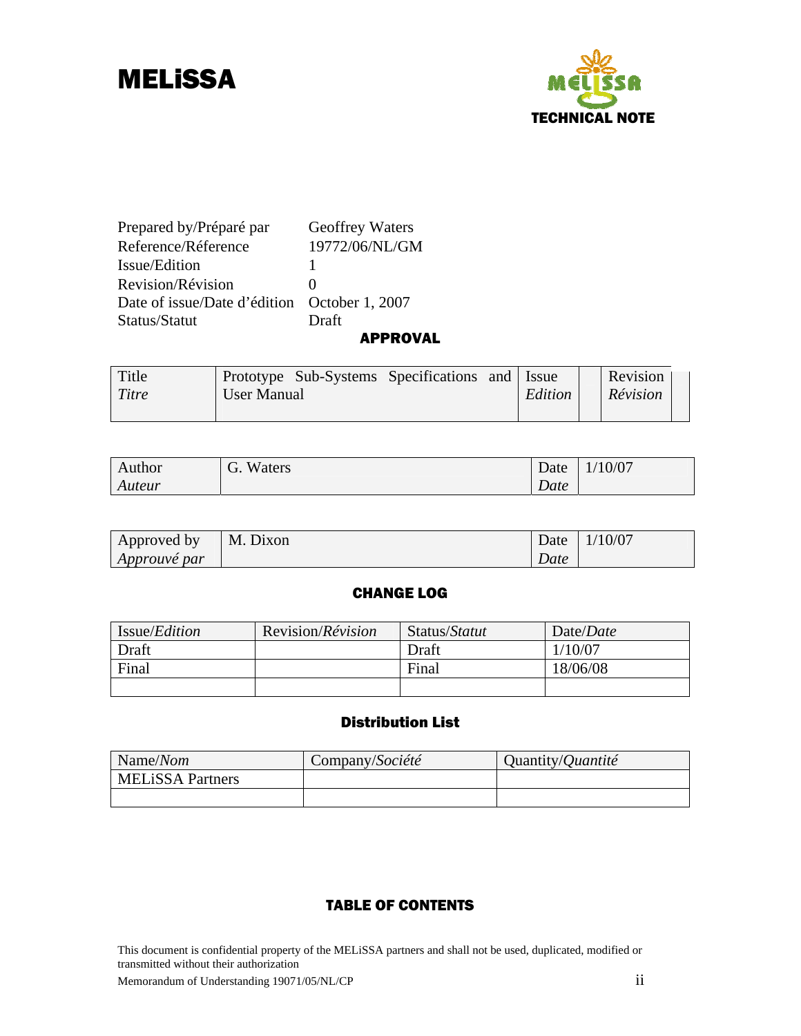# MELiSSA

TECHNICAL NOTE

| | |
|---|---|
| Prepared by/Préparé par | Geoffrey Waters |
| Reference/Réference | 19772/06/NL/GM |
| Issue/Edition | 1 |
| Revision/Révision | 0 |
| Date of issue/Date d'édition | October 1, 2007 |
| Status/Statut | Draft |

## APPROVAL

| Title *Titre* | Prototype Sub-Systems Specifications and User Manual | Issue *Edition* | | Revision *Révision* | |
|---|---|---|---|---|---|

| Author *Auteur* | G. Waters | Date *Date* | 1/10/07 |
|---|---|---|---|

| Approved by *Approuvé par* | M. Dixon | Date *Date* | 1/10/07 |
|---|---|---|---|

## CHANGE LOG

| Issue/*Edition* | Revision/*Révision* | Status/*Statut* | Date/*Date* |
|---|---|---|---|
| Draft | | Draft | 1/10/07 |
| Final | | Final | 18/06/08 |
| | | | |

## Distribution List

| Name/*Nom* | Company/*Société* | Quantity/*Quantité* |
|---|---|---|
| MELiSSA Partners | | |
| | | |

## TABLE OF CONTENTS

This document is confidential property of the MELiSSA partners and shall not be used, duplicated, modified or transmitted without their authorization

Memorandum of Understanding 19071/05/NL/CP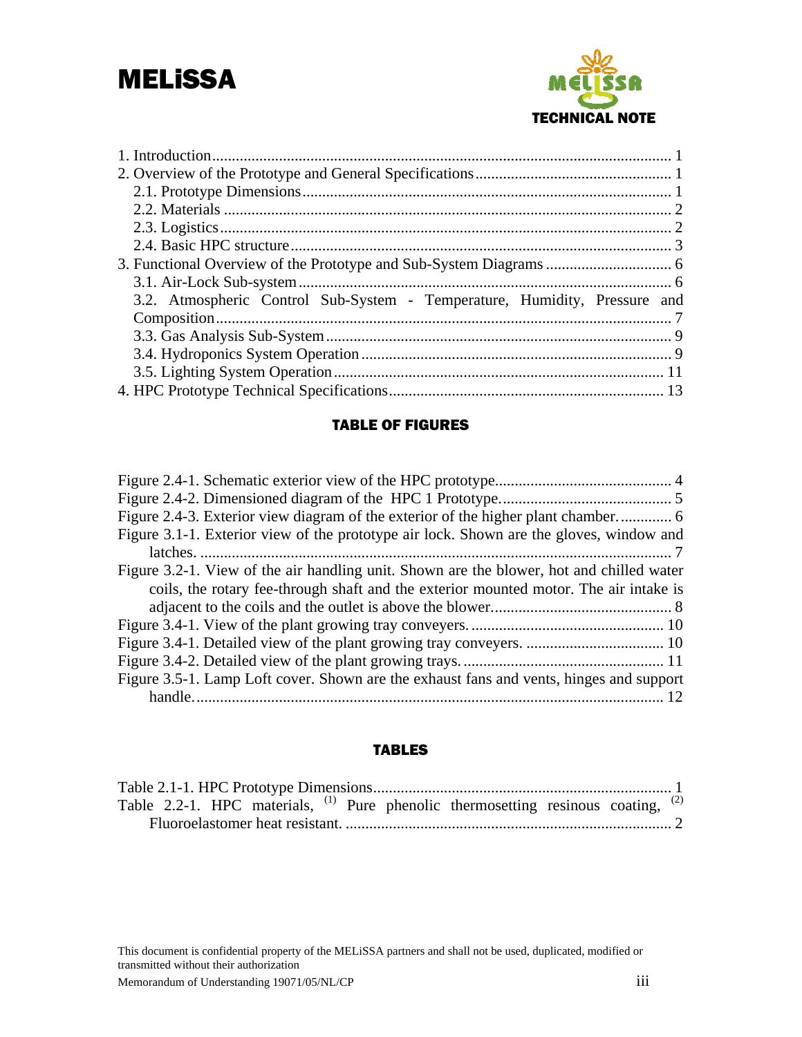1. Introduction........................................................................................................ 1
2. Overview of the Prototype and General Specifications....................................... 1
   2.1. Prototype Dimensions................................................................................ 1
   2.2. Materials ................................................................................................... 2
   2.3. Logistics.................................................................................................... 2
   2.4. Basic HPC structure.................................................................................. 3
3. Functional Overview of the Prototype and Sub-System Diagrams ...................... 6
   3.1. Air-Lock Sub-system................................................................................. 6
   3.2. Atmospheric Control Sub-System - Temperature, Humidity, Pressure and Composition.................................................................................................. 7
   3.3. Gas Analysis Sub-System.......................................................................... 9
   3.4. Hydroponics System Operation ................................................................. 9
   3.5. Lighting System Operation...................................................................... 11
4. HPC Prototype Technical Specifications.......................................................... 13

**TABLE OF FIGURES**

Figure 2.4-1. Schematic exterior view of the HPC prototype............................................ 4
Figure 2.4-2. Dimensioned diagram of the HPC 1 Prototype........................................... 5
Figure 2.4-3. Exterior view diagram of the exterior of the higher plant chamber............. 6
Figure 3.1-1. Exterior view of the prototype air lock. Shown are the gloves, window and latches. ....................................................................................................................... 7
Figure 3.2-1. View of the air handling unit. Shown are the blower, hot and chilled water coils, the rotary fee-through shaft and the exterior mounted motor. The air intake is adjacent to the coils and the outlet is above the blower............................................. 8
Figure 3.4-1. View of the plant growing tray conveyers................................................. 10
Figure 3.4-1. Detailed view of the plant growing tray conveyers. .................................. 10
Figure 3.4-2. Detailed view of the plant growing trays................................................... 11
Figure 3.5-1. Lamp Loft cover. Shown are the exhaust fans and vents, hinges and support handle....................................................................................................................... 12

**TABLES**

Table 2.1-1. HPC Prototype Dimensions........................................................................... 1
Table 2.2-1. HPC materials, (1) Pure phenolic thermosetting resinous coating, (2) Fluoroelastomer heat resistant. .................................................................................. 2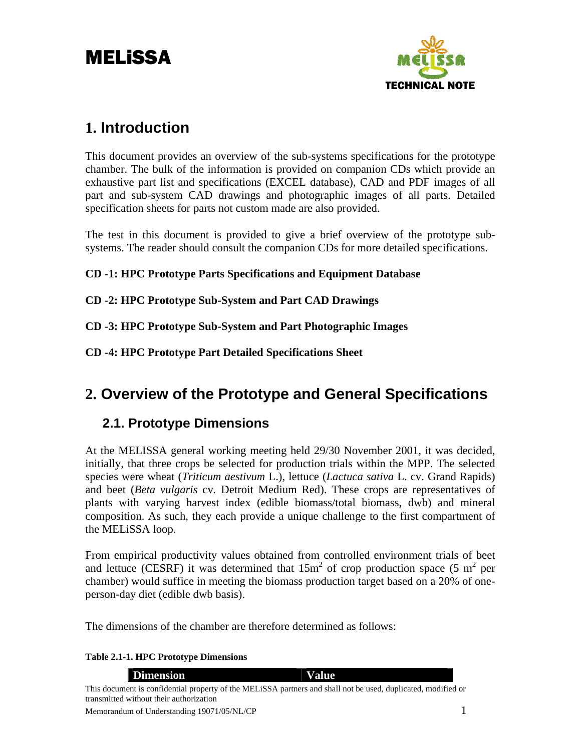# 1. Introduction

This document provides an overview of the sub-systems specifications for the prototype chamber. The bulk of the information is provided on companion CDs which provide an exhaustive part list and specifications (EXCEL database), CAD and PDF images of all part and sub-system CAD drawings and photographic images of all parts. Detailed specification sheets for parts not custom made are also provided.

The test in this document is provided to give a brief overview of the prototype sub-systems. The reader should consult the companion CDs for more detailed specifications.

**CD -1: HPC Prototype Parts Specifications and Equipment Database**

**CD -2: HPC Prototype Sub-System and Part CAD Drawings**

**CD -3: HPC Prototype Sub-System and Part Photographic Images**

**CD -4: HPC Prototype Part Detailed Specifications Sheet**

# 2. Overview of the Prototype and General Specifications

## 2.1. Prototype Dimensions

At the MELISSA general working meeting held 29/30 November 2001, it was decided, initially, that three crops be selected for production trials within the MPP. The selected species were wheat (*Triticum aestivum* L.), lettuce (*Lactuca sativa* L. cv. Grand Rapids) and beet (*Beta vulgaris* cv. Detroit Medium Red). These crops are representatives of plants with varying harvest index (edible biomass/total biomass, dwb) and mineral composition. As such, they each provide a unique challenge to the first compartment of the MELiSSA loop.

From empirical productivity values obtained from controlled environment trials of beet and lettuce (CESRF) it was determined that $15m^2$ of crop production space ($5\ m^2$ per chamber) would suffice in meeting the biomass production target based on a 20% of one-person-day diet (edible dwb basis).

The dimensions of the chamber are therefore determined as follows:

**Table 2.1-1. HPC Prototype Dimensions**

| Dimension | Value |
|---|---|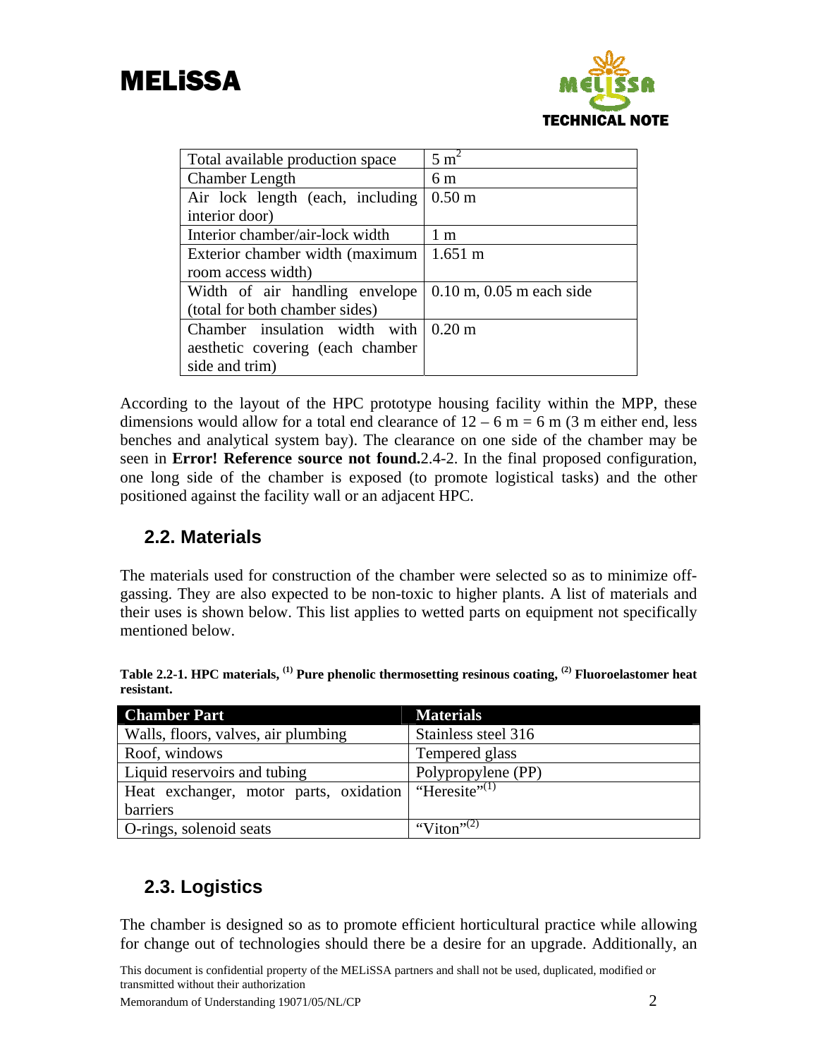| Total available production space | 5 $m^2$ |
|---|---|
| Chamber Length | 6 m |
| Air lock length (each, including interior door) | 0.50 m |
| Interior chamber/air-lock width | 1 m |
| Exterior chamber width (maximum room access width) | 1.651 m |
| Width of air handling envelope (total for both chamber sides) | 0.10 m, 0.05 m each side |
| Chamber insulation width with aesthetic covering (each chamber side and trim) | 0.20 m |

According to the layout of the HPC prototype housing facility within the MPP, these dimensions would allow for a total end clearance of 12 – 6 m = 6 m (3 m either end, less benches and analytical system bay). The clearance on one side of the chamber may be seen in **Error! Reference source not found.**2.4-2. In the final proposed configuration, one long side of the chamber is exposed (to promote logistical tasks) and the other positioned against the facility wall or an adjacent HPC.

## 2.2. Materials

The materials used for construction of the chamber were selected so as to minimize off-gassing. They are also expected to be non-toxic to higher plants. A list of materials and their uses is shown below. This list applies to wetted parts on equipment not specifically mentioned below.

**Table 2.2-1. HPC materials, (1) Pure phenolic thermosetting resinous coating, (2) Fluoroelastomer heat resistant.**

| Chamber Part | Materials |
|---|---|
| Walls, floors, valves, air plumbing | Stainless steel 316 |
| Roof, windows | Tempered glass |
| Liquid reservoirs and tubing | Polypropylene (PP) |
| Heat exchanger, motor parts, oxidation barriers | "Heresite"(1) |
| O-rings, solenoid seats | "Viton"(2) |

## 2.3. Logistics

The chamber is designed so as to promote efficient horticultural practice while allowing for change out of technologies should there be a desire for an upgrade. Additionally, an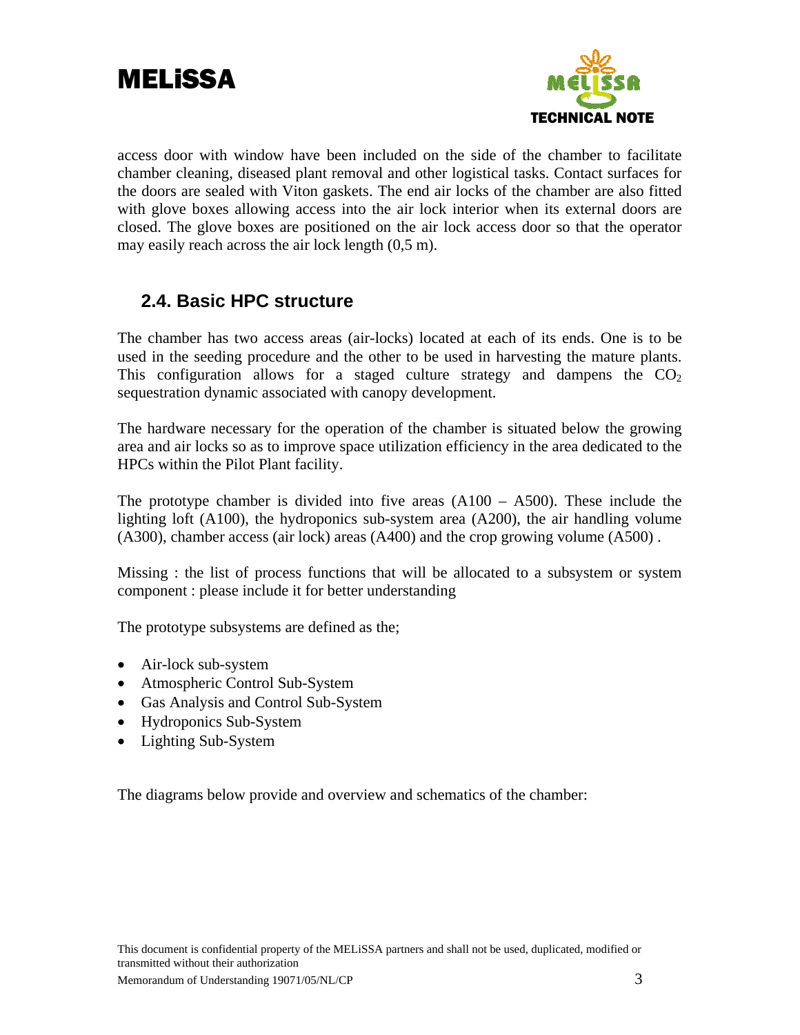access door with window have been included on the side of the chamber to facilitate chamber cleaning, diseased plant removal and other logistical tasks. Contact surfaces for the doors are sealed with Viton gaskets. The end air locks of the chamber are also fitted with glove boxes allowing access into the air lock interior when its external doors are closed. The glove boxes are positioned on the air lock access door so that the operator may easily reach across the air lock length (0,5 m).

## 2.4. Basic HPC structure

The chamber has two access areas (air-locks) located at each of its ends. One is to be used in the seeding procedure and the other to be used in harvesting the mature plants. This configuration allows for a staged culture strategy and dampens the $CO_2$ sequestration dynamic associated with canopy development.

The hardware necessary for the operation of the chamber is situated below the growing area and air locks so as to improve space utilization efficiency in the area dedicated to the HPCs within the Pilot Plant facility.

The prototype chamber is divided into five areas (A100 – A500). These include the lighting loft (A100), the hydroponics sub-system area (A200), the air handling volume (A300), chamber access (air lock) areas (A400) and the crop growing volume (A500) .

Missing : the list of process functions that will be allocated to a subsystem or system component : please include it for better understanding

The prototype subsystems are defined as the;

- Air-lock sub-system
- Atmospheric Control Sub-System
- Gas Analysis and Control Sub-System
- Hydroponics Sub-System
- Lighting Sub-System

The diagrams below provide and overview and schematics of the chamber: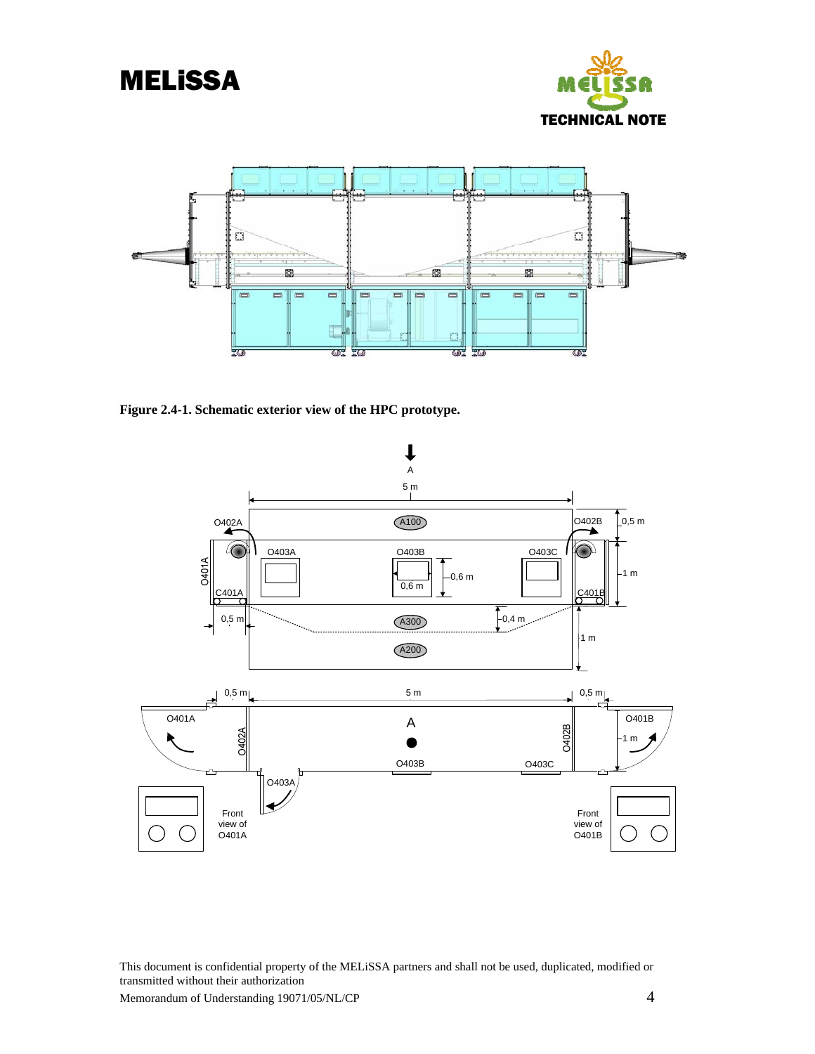Figure 2.4-1. Schematic exterior view of the HPC prototype.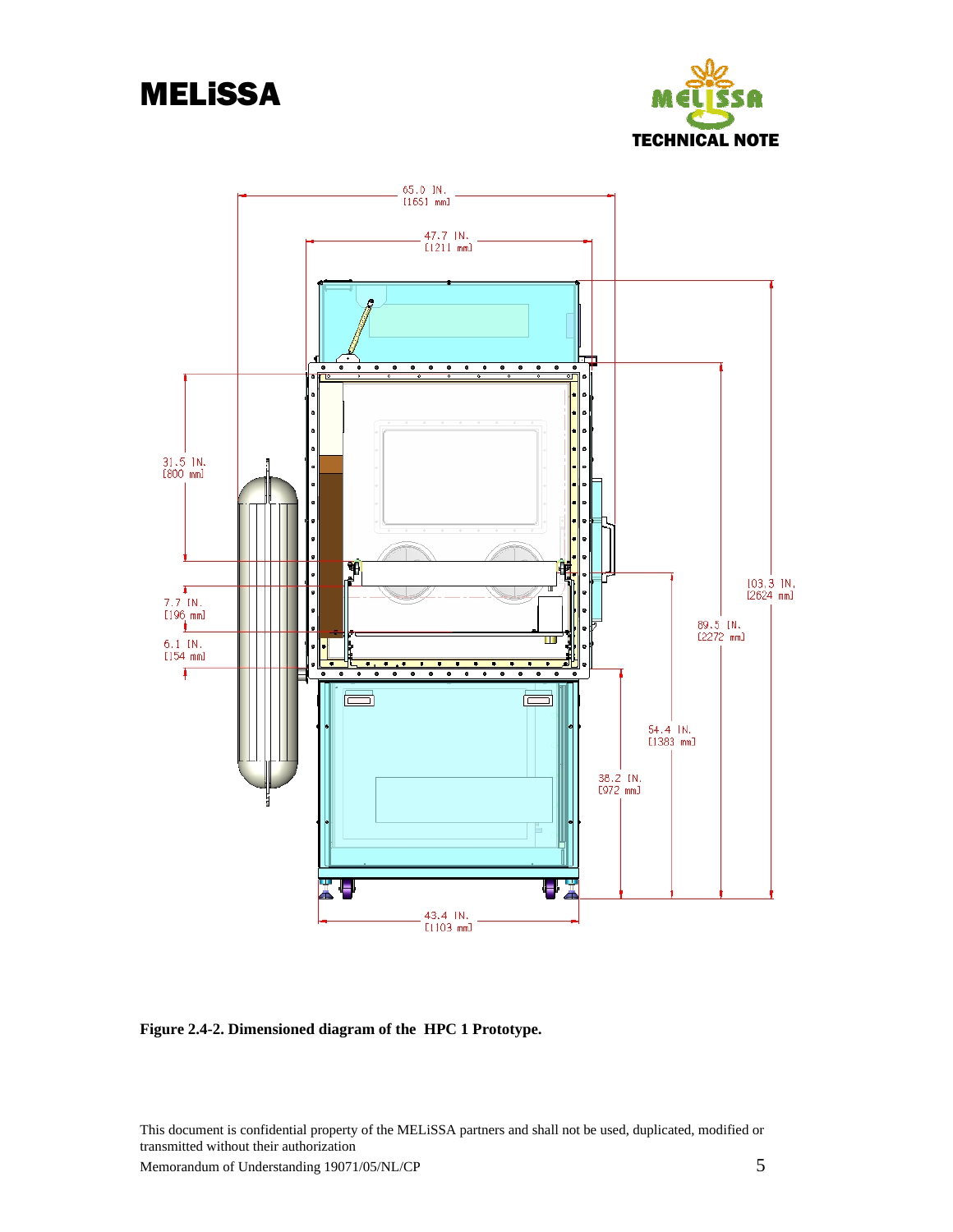**Figure 2.4-2. Dimensioned diagram of the HPC 1 Prototype.**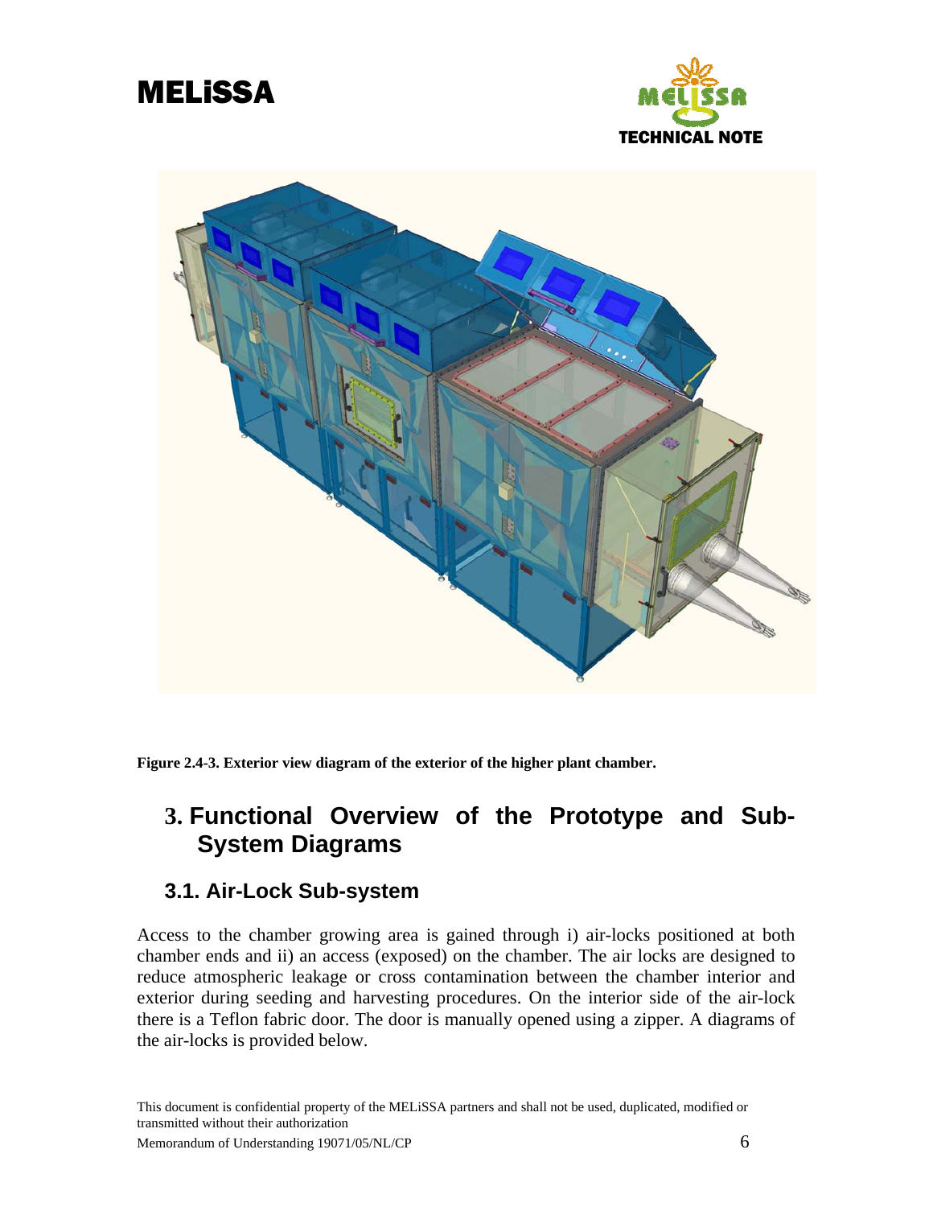Figure 2.4-3. Exterior view diagram of the exterior of the higher plant chamber.

# 3. Functional Overview of the Prototype and Sub-System Diagrams

## 3.1. Air-Lock Sub-system

Access to the chamber growing area is gained through i) air-locks positioned at both chamber ends and ii) an access (exposed) on the chamber. The air locks are designed to reduce atmospheric leakage or cross contamination between the chamber interior and exterior during seeding and harvesting procedures. On the interior side of the air-lock there is a Teflon fabric door. The door is manually opened using a zipper. A diagrams of the air-locks is provided below.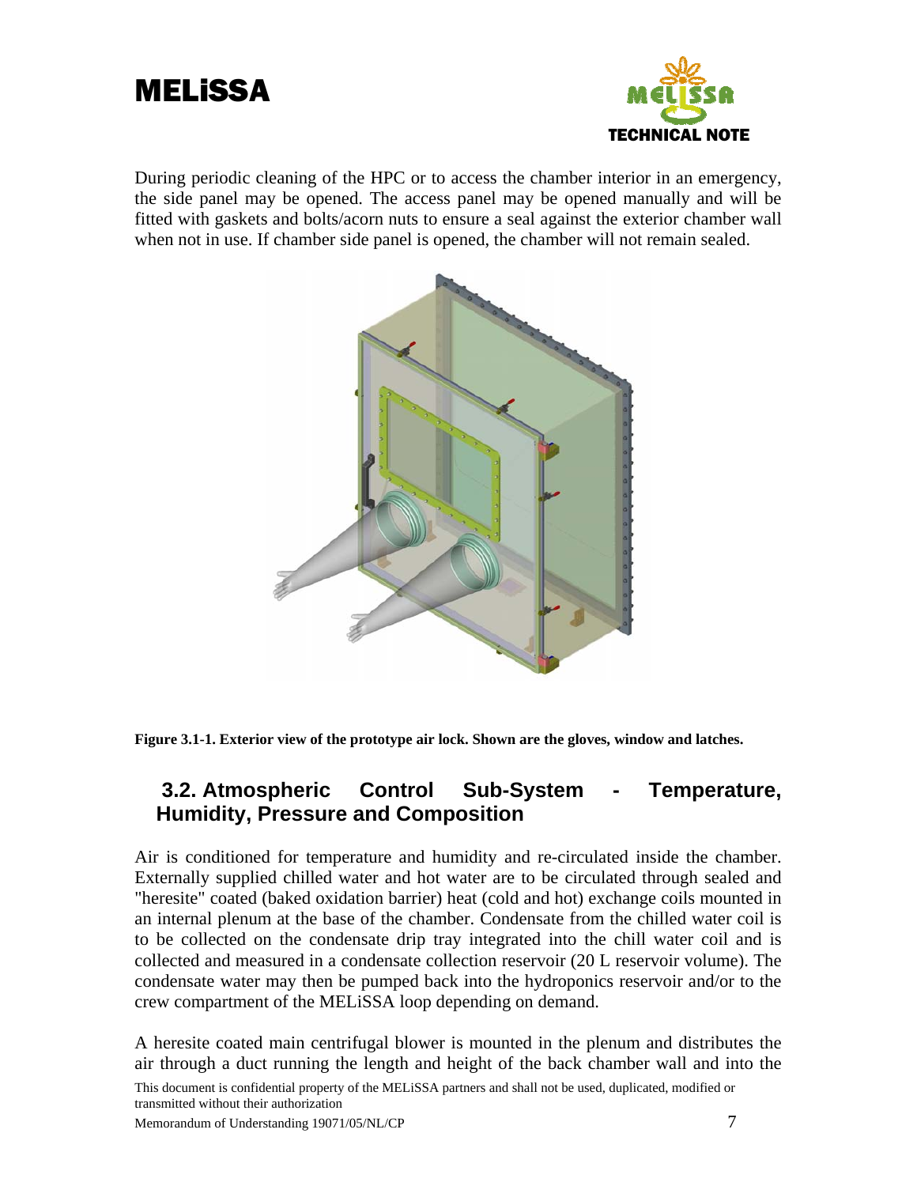During periodic cleaning of the HPC or to access the chamber interior in an emergency, the side panel may be opened. The access panel may be opened manually and will be fitted with gaskets and bolts/acorn nuts to ensure a seal against the exterior chamber wall when not in use. If chamber side panel is opened, the chamber will not remain sealed.

**Figure 3.1-1. Exterior view of the prototype air lock. Shown are the gloves, window and latches.**

## 3.2. Atmospheric Control Sub-System - Temperature, Humidity, Pressure and Composition

Air is conditioned for temperature and humidity and re-circulated inside the chamber. Externally supplied chilled water and hot water are to be circulated through sealed and "heresite" coated (baked oxidation barrier) heat (cold and hot) exchange coils mounted in an internal plenum at the base of the chamber. Condensate from the chilled water coil is to be collected on the condensate drip tray integrated into the chill water coil and is collected and measured in a condensate collection reservoir (20 L reservoir volume). The condensate water may then be pumped back into the hydroponics reservoir and/or to the crew compartment of the MELiSSA loop depending on demand.

A heresite coated main centrifugal blower is mounted in the plenum and distributes the air through a duct running the length and height of the back chamber wall and into the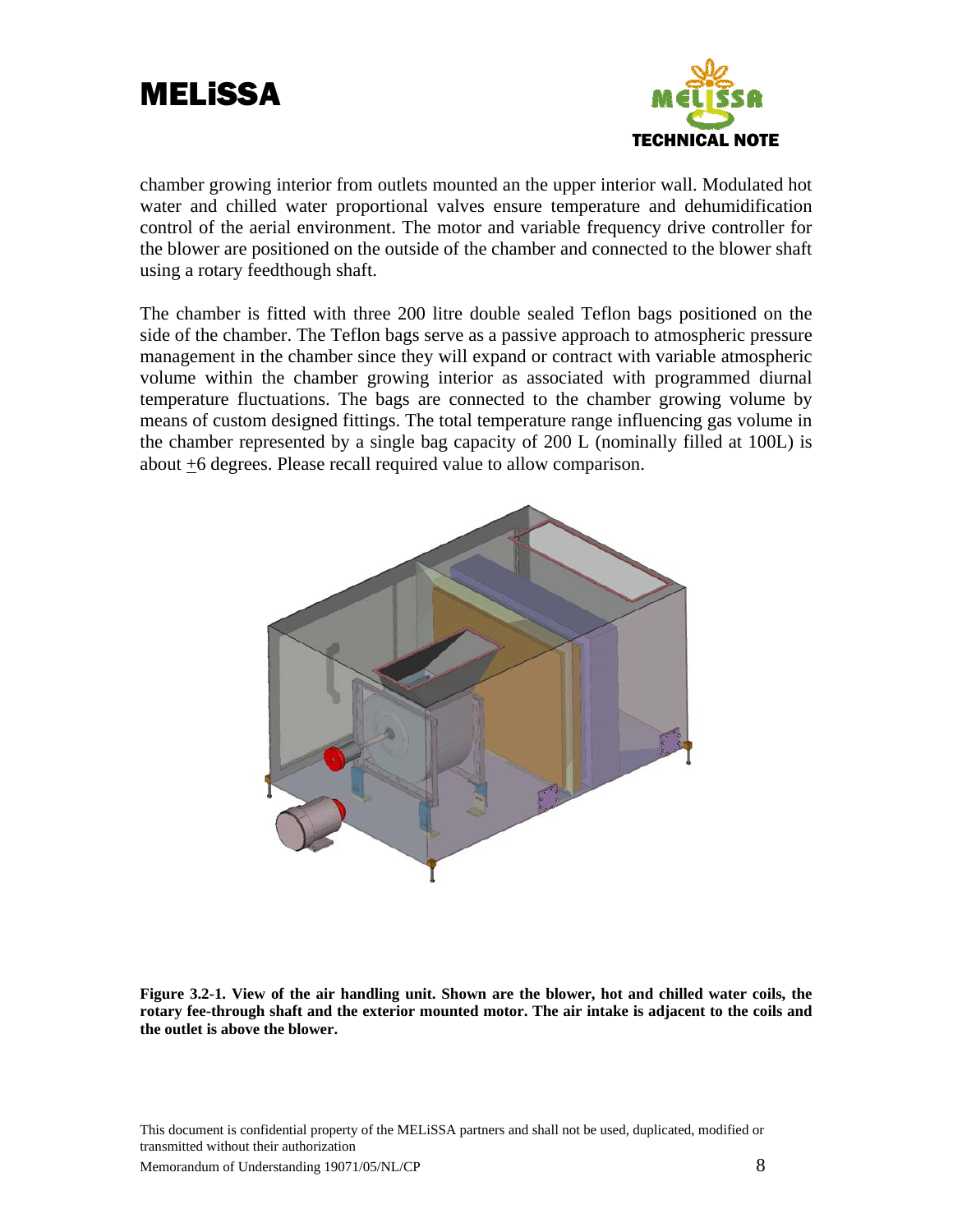chamber growing interior from outlets mounted an the upper interior wall. Modulated hot water and chilled water proportional valves ensure temperature and dehumidification control of the aerial environment. The motor and variable frequency drive controller for the blower are positioned on the outside of the chamber and connected to the blower shaft using a rotary feedthough shaft.

The chamber is fitted with three 200 litre double sealed Teflon bags positioned on the side of the chamber. The Teflon bags serve as a passive approach to atmospheric pressure management in the chamber since they will expand or contract with variable atmospheric volume within the chamber growing interior as associated with programmed diurnal temperature fluctuations. The bags are connected to the chamber growing volume by means of custom designed fittings. The total temperature range influencing gas volume in the chamber represented by a single bag capacity of 200 L (nominally filled at 100L) is about $\pm$6 degrees. Please recall required value to allow comparison.

**Figure 3.2-1. View of the air handling unit. Shown are the blower, hot and chilled water coils, the rotary fee-through shaft and the exterior mounted motor. The air intake is adjacent to the coils and the outlet is above the blower.**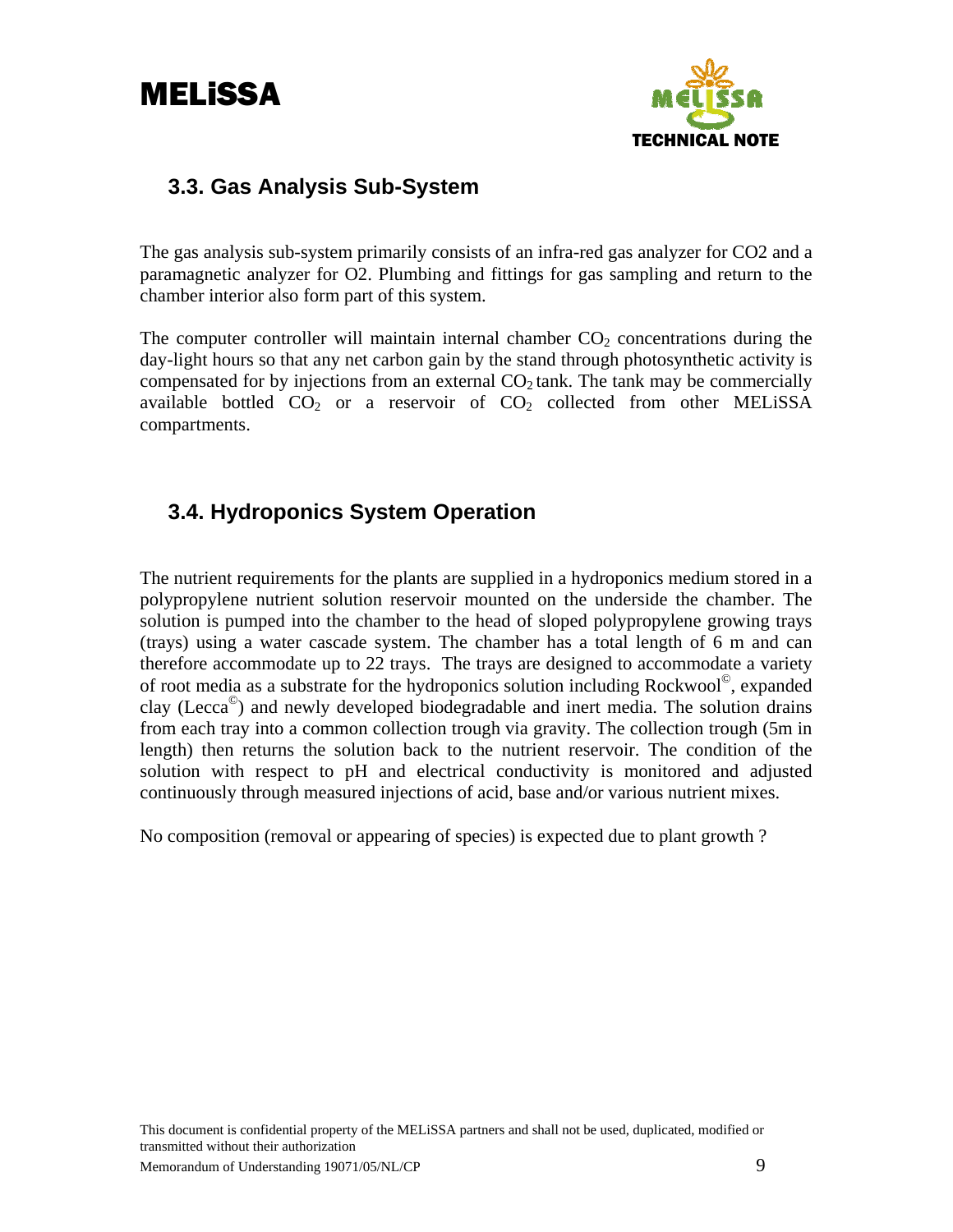## 3.3. Gas Analysis Sub-System

The gas analysis sub-system primarily consists of an infra-red gas analyzer for CO2 and a paramagnetic analyzer for O2. Plumbing and fittings for gas sampling and return to the chamber interior also form part of this system.

The computer controller will maintain internal chamber $CO_2$ concentrations during the day-light hours so that any net carbon gain by the stand through photosynthetic activity is compensated for by injections from an external $CO_2$ tank. The tank may be commercially available bottled $CO_2$ or a reservoir of $CO_2$ collected from other MELiSSA compartments.

## 3.4. Hydroponics System Operation

The nutrient requirements for the plants are supplied in a hydroponics medium stored in a polypropylene nutrient solution reservoir mounted on the underside the chamber. The solution is pumped into the chamber to the head of sloped polypropylene growing trays (trays) using a water cascade system. The chamber has a total length of 6 m and can therefore accommodate up to 22 trays. The trays are designed to accommodate a variety of root media as a substrate for the hydroponics solution including Rockwool©, expanded clay (Lecca©) and newly developed biodegradable and inert media. The solution drains from each tray into a common collection trough via gravity. The collection trough (5m in length) then returns the solution back to the nutrient reservoir. The condition of the solution with respect to pH and electrical conductivity is monitored and adjusted continuously through measured injections of acid, base and/or various nutrient mixes.

No composition (removal or appearing of species) is expected due to plant growth ?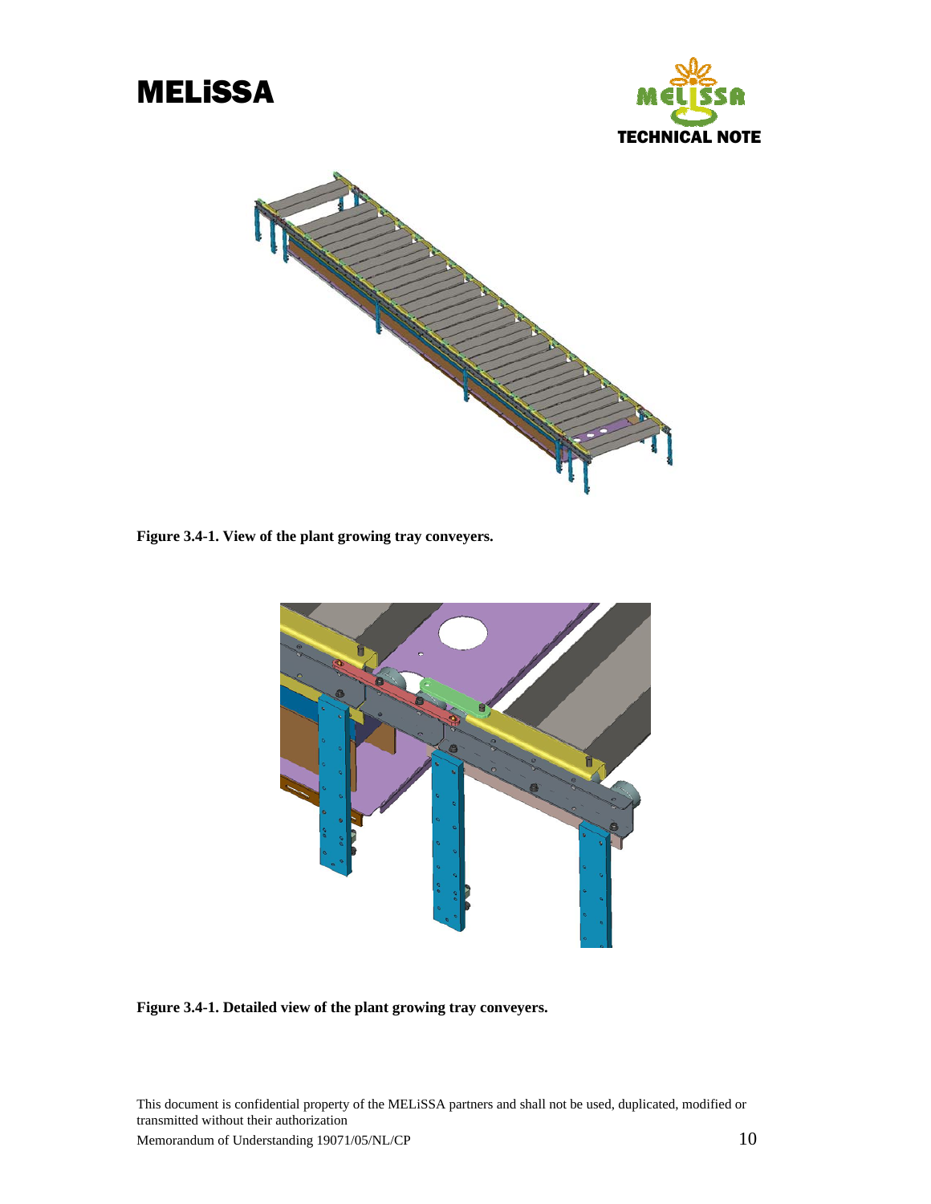Figure 3.4-1. View of the plant growing tray conveyers.

Figure 3.4-1. Detailed view of the plant growing tray conveyers.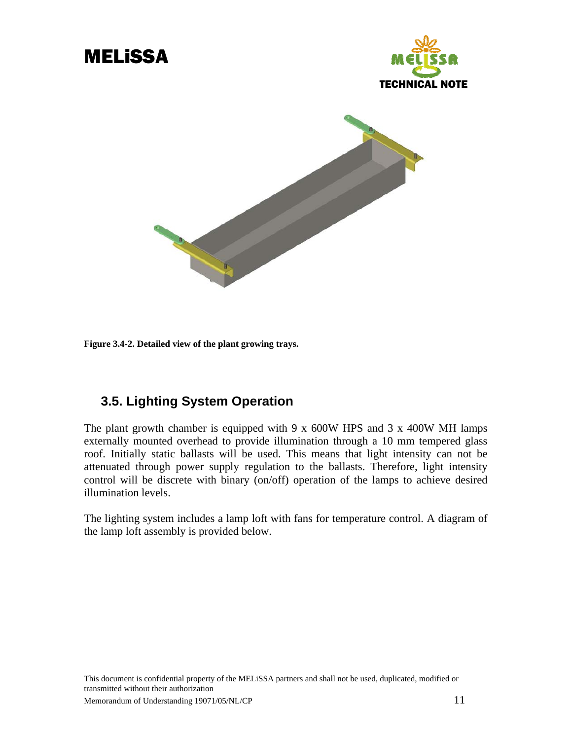Figure 3.4-2. Detailed view of the plant growing trays.

## 3.5. Lighting System Operation

The plant growth chamber is equipped with 9 x 600W HPS and 3 x 400W MH lamps externally mounted overhead to provide illumination through a 10 mm tempered glass roof. Initially static ballasts will be used. This means that light intensity can not be attenuated through power supply regulation to the ballasts. Therefore, light intensity control will be discrete with binary (on/off) operation of the lamps to achieve desired illumination levels.

The lighting system includes a lamp loft with fans for temperature control. A diagram of the lamp loft assembly is provided below.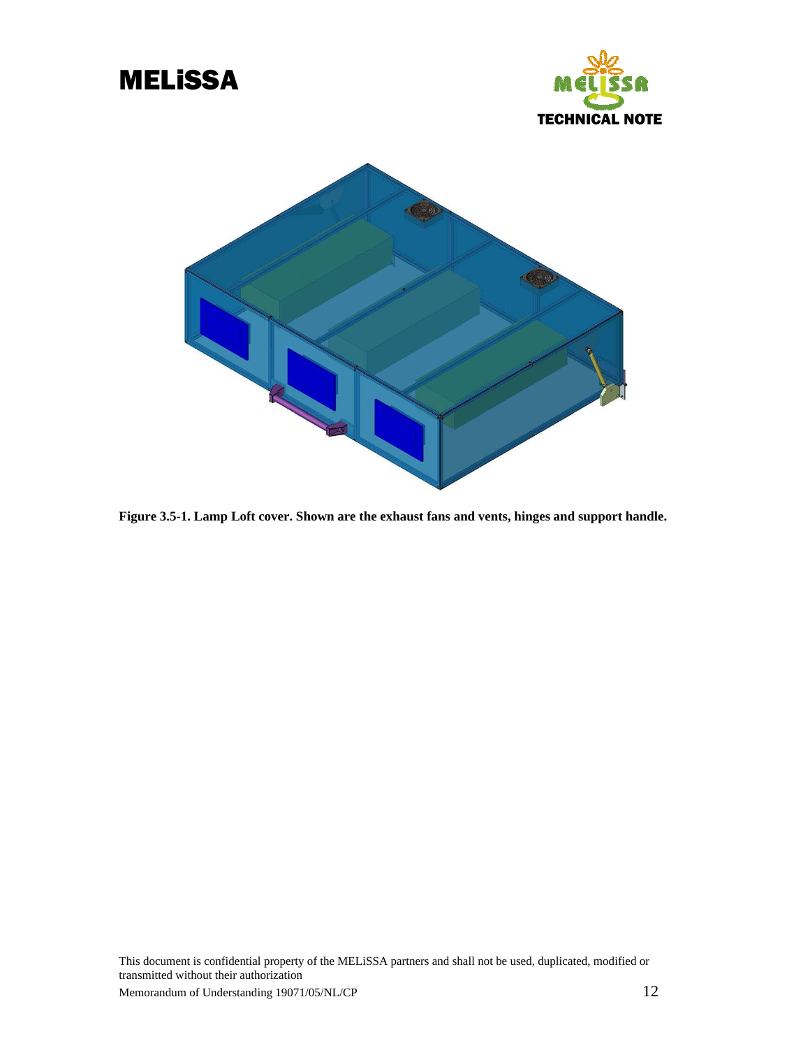**Figure 3.5-1. Lamp Loft cover. Shown are the exhaust fans and vents, hinges and support handle.**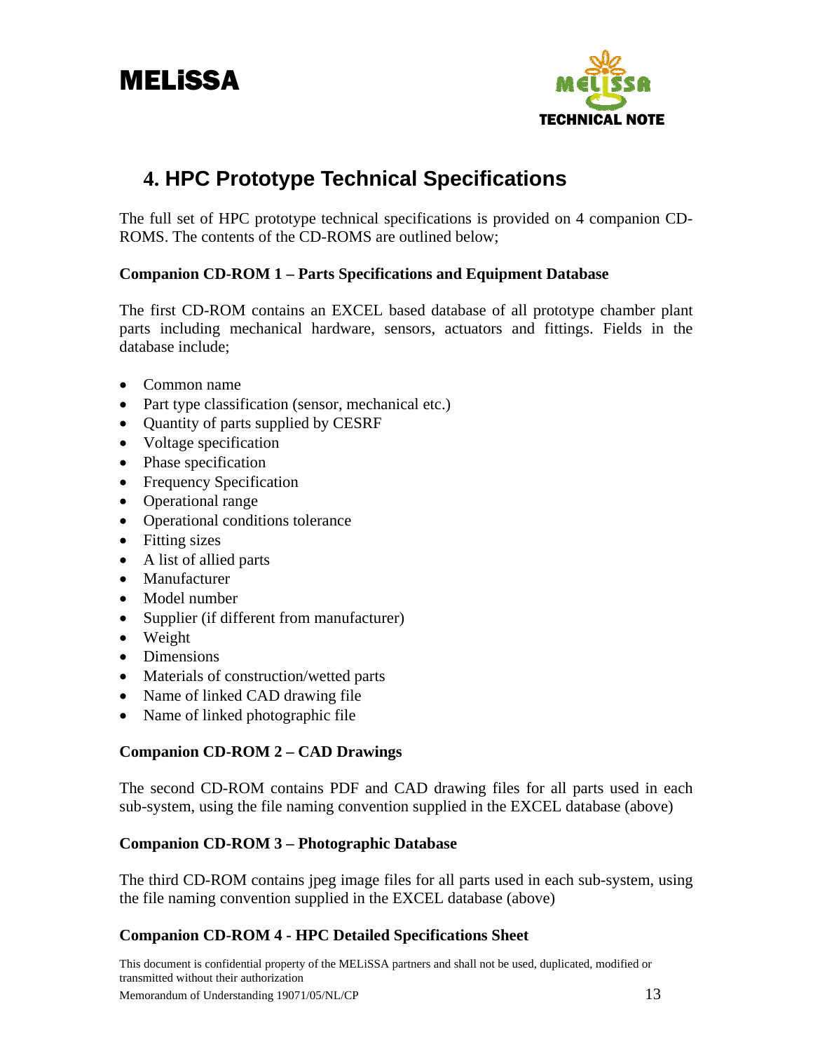# 4. HPC Prototype Technical Specifications

The full set of HPC prototype technical specifications is provided on 4 companion CD-ROMS. The contents of the CD-ROMS are outlined below;

**Companion CD-ROM 1 – Parts Specifications and Equipment Database**

The first CD-ROM contains an EXCEL based database of all prototype chamber plant parts including mechanical hardware, sensors, actuators and fittings. Fields in the database include;

- Common name
- Part type classification (sensor, mechanical etc.)
- Quantity of parts supplied by CESRF
- Voltage specification
- Phase specification
- Frequency Specification
- Operational range
- Operational conditions tolerance
- Fitting sizes
- A list of allied parts
- Manufacturer
- Model number
- Supplier (if different from manufacturer)
- Weight
- Dimensions
- Materials of construction/wetted parts
- Name of linked CAD drawing file
- Name of linked photographic file

**Companion CD-ROM 2 – CAD Drawings**

The second CD-ROM contains PDF and CAD drawing files for all parts used in each sub-system, using the file naming convention supplied in the EXCEL database (above)

**Companion CD-ROM 3 – Photographic Database**

The third CD-ROM contains jpeg image files for all parts used in each sub-system, using the file naming convention supplied in the EXCEL database (above)

**Companion CD-ROM 4 - HPC Detailed Specifications Sheet**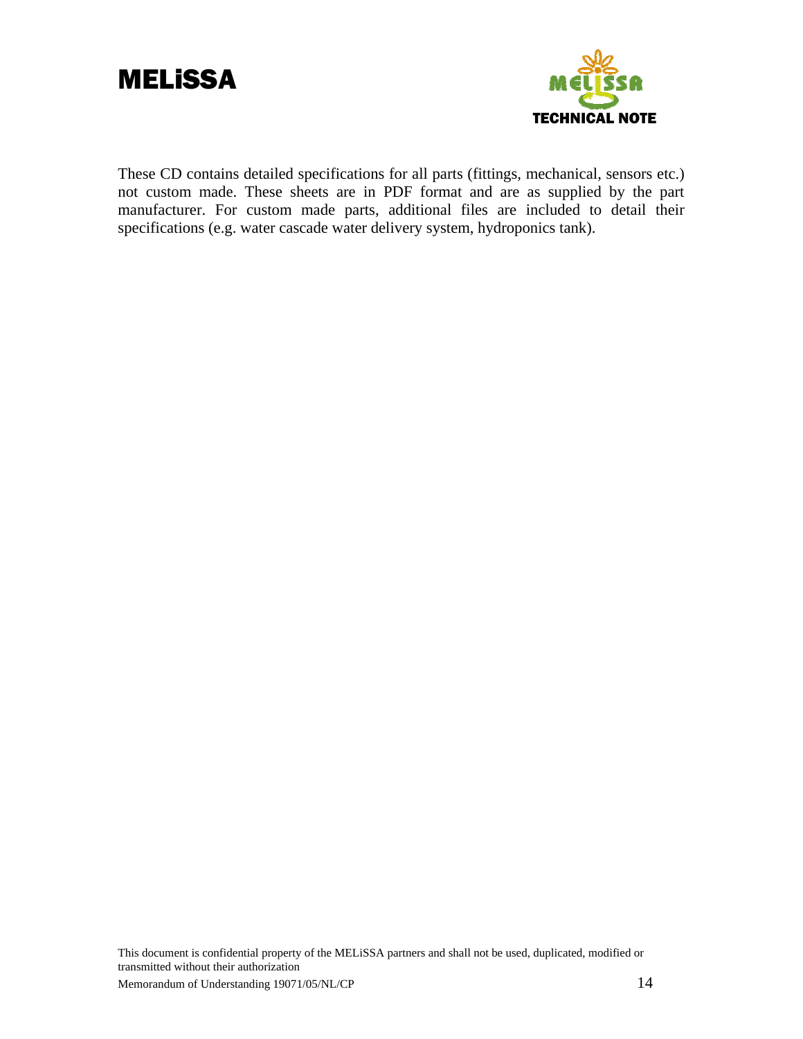These CD contains detailed specifications for all parts (fittings, mechanical, sensors etc.) not custom made. These sheets are in PDF format and are as supplied by the part manufacturer. For custom made parts, additional files are included to detail their specifications (e.g. water cascade water delivery system, hydroponics tank).